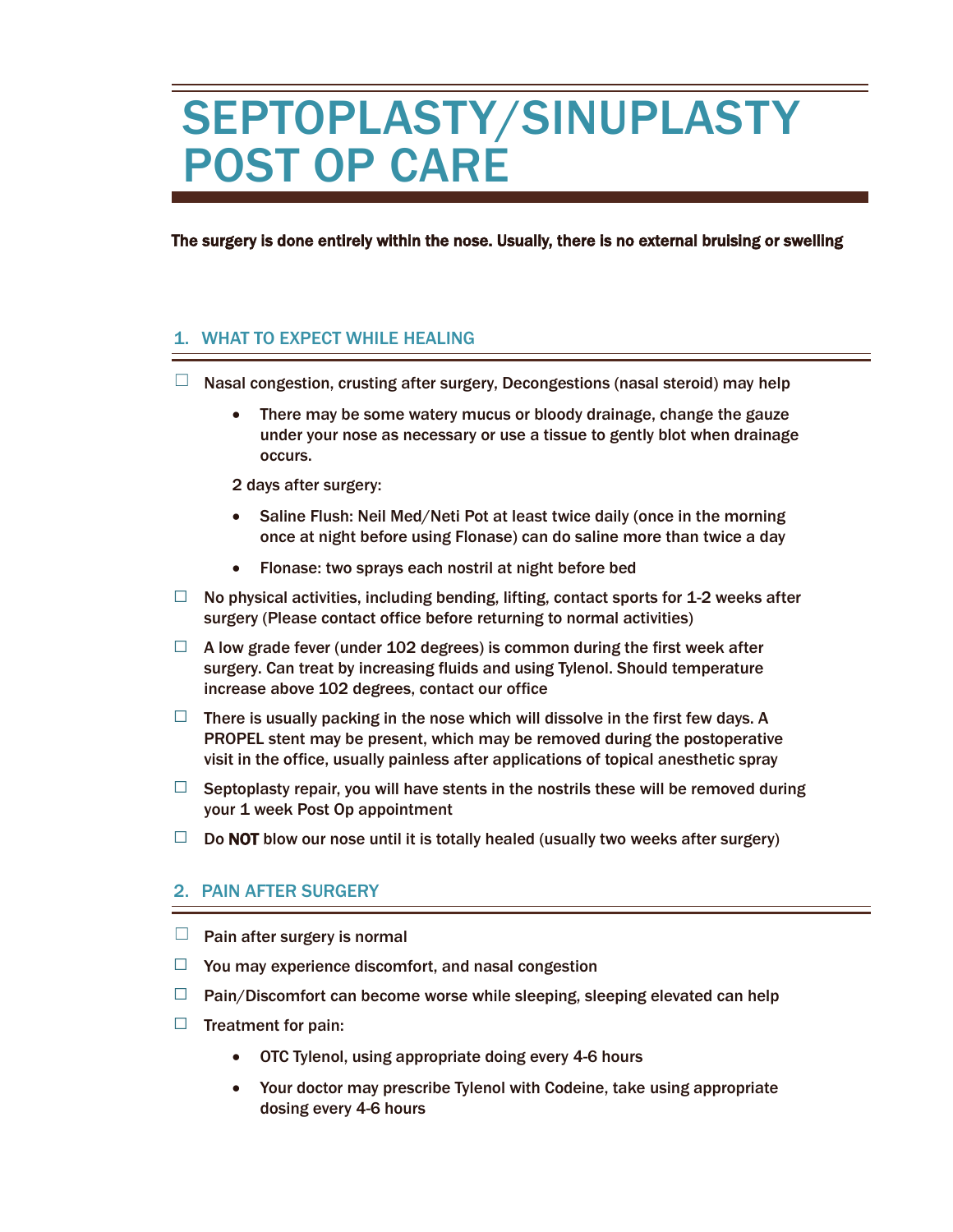# SEPTOPLASTY/SINUPLASTY POST OP CARE

**The surgery is done entirely within the nose. Usually, there is no external bruising or swelling**

## 1. WHAT TO EXPECT WHILE HEALING

- ☐ Nasal congestion, crusting after surgery, Decongestions (nasal steroid) may help
  - There may be some watery mucus or bloody drainage, change the gauze under your nose as necessary or use a tissue to gently blot when drainage occurs.

  2 days after surgery:

  - Saline Flush: Neil Med/Neti Pot at least twice daily (once in the morning once at night before using Flonase) can do saline more than twice a day
  - Flonase: two sprays each nostril at night before bed
- ☐ No physical activities, including bending, lifting, contact sports for 1-2 weeks after surgery (Please contact office before returning to normal activities)
- ☐ A low grade fever (under 102 degrees) is common during the first week after surgery. Can treat by increasing fluids and using Tylenol. Should temperature increase above 102 degrees, contact our office
- ☐ There is usually packing in the nose which will dissolve in the first few days. A PROPEL stent may be present, which may be removed during the postoperative visit in the office, usually painless after applications of topical anesthetic spray
- ☐ Septoplasty repair, you will have stents in the nostrils these will be removed during your 1 week Post Op appointment
- ☐ Do **NOT** blow our nose until it is totally healed (usually two weeks after surgery)

## 2. PAIN AFTER SURGERY

- ☐ Pain after surgery is normal
- ☐ You may experience discomfort, and nasal congestion
- ☐ Pain/Discomfort can become worse while sleeping, sleeping elevated can help
- ☐ Treatment for pain:
  - OTC Tylenol, using appropriate doing every 4-6 hours
  - Your doctor may prescribe Tylenol with Codeine, take using appropriate dosing every 4-6 hours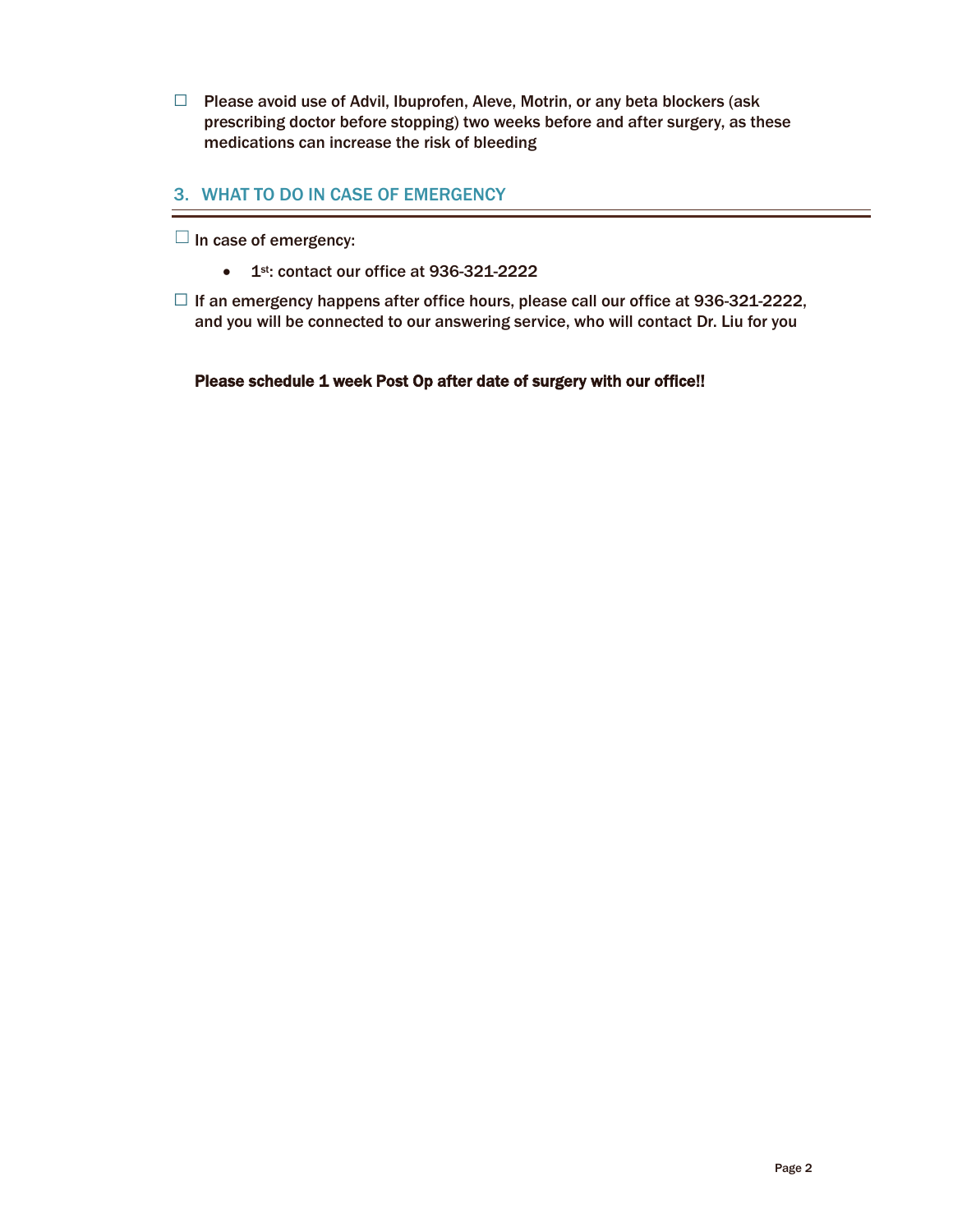- ☐ Please avoid use of Advil, Ibuprofen, Aleve, Motrin, or any beta blockers (ask prescribing doctor before stopping) two weeks before and after surgery, as these medications can increase the risk of bleeding

## 3. WHAT TO DO IN CASE OF EMERGENCY

- ☐ In case of emergency:
  - 1st: contact our office at 936-321-2222
- ☐ If an emergency happens after office hours, please call our office at 936-321-2222, and you will be connected to our answering service, who will contact Dr. Liu for you

**Please schedule 1 week Post Op after date of surgery with our office!!**